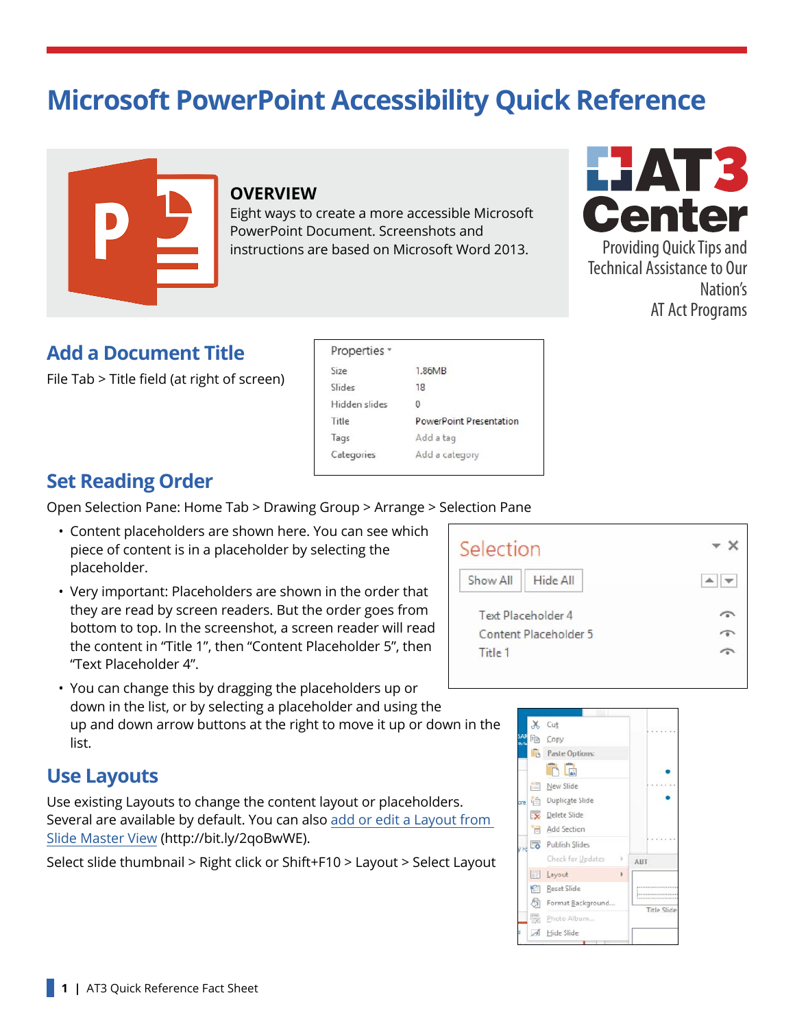# Microsoft PowerPoint Accessibility Quick Reference

## OVERVIEW

Eight ways to create a more accessible Microsoft PowerPoint Document. Screenshots and instructions are based on Microsoft Word 2013.

AT3 Center

Providing Quick Tips and Technical Assistance to Our Nation's AT Act Programs

## Add a Document Title

File Tab > Title field (at right of screen)

## Set Reading Order

Open Selection Pane: Home Tab > Drawing Group > Arrange > Selection Pane

- Content placeholders are shown here. You can see which piece of content is in a placeholder by selecting the placeholder.
- Very important: Placeholders are shown in the order that they are read by screen readers. But the order goes from bottom to top. In the screenshot, a screen reader will read the content in "Title 1", then "Content Placeholder 5", then "Text Placeholder 4".
- You can change this by dragging the placeholders up or down in the list, or by selecting a placeholder and using the up and down arrow buttons at the right to move it up or down in the list.

## Use Layouts

Use existing Layouts to change the content layout or placeholders. Several are available by default. You can also add or edit a Layout from Slide Master View (http://bit.ly/2qoBwWE).

Select slide thumbnail > Right click or Shift+F10 > Layout > Select Layout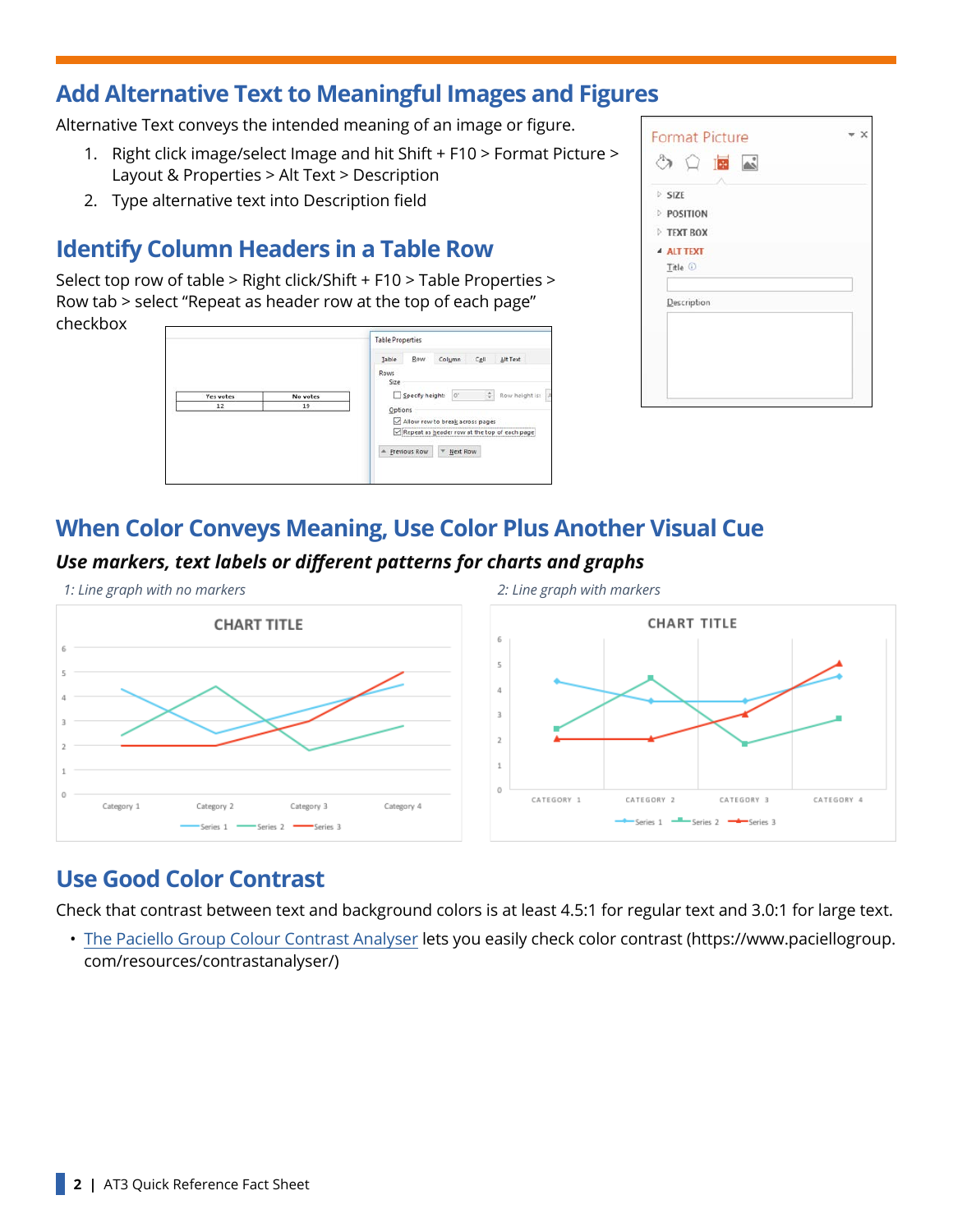## Add Alternative Text to Meaningful Images and Figures

Alternative Text conveys the intended meaning of an image or figure.

1. Right click image/select Image and hit Shift + F10 > Format Picture > Layout & Properties > Alt Text > Description
2. Type alternative text into Description field

## Identify Column Headers in a Table Row

Select top row of table > Right click/Shift + F10 > Table Properties > Row tab > select “Repeat as header row at the top of each page” checkbox

## When Color Conveys Meaning, Use Color Plus Another Visual Cue

***Use markers, text labels or different patterns for charts and graphs***

*1: Line graph with no markers*

*2: Line graph with markers*

## Use Good Color Contrast

Check that contrast between text and background colors is at least 4.5:1 for regular text and 3.0:1 for large text.

- The Paciello Group Colour Contrast Analyser lets you easily check color contrast (https://www.paciellogroup.com/resources/contrastanalyser/)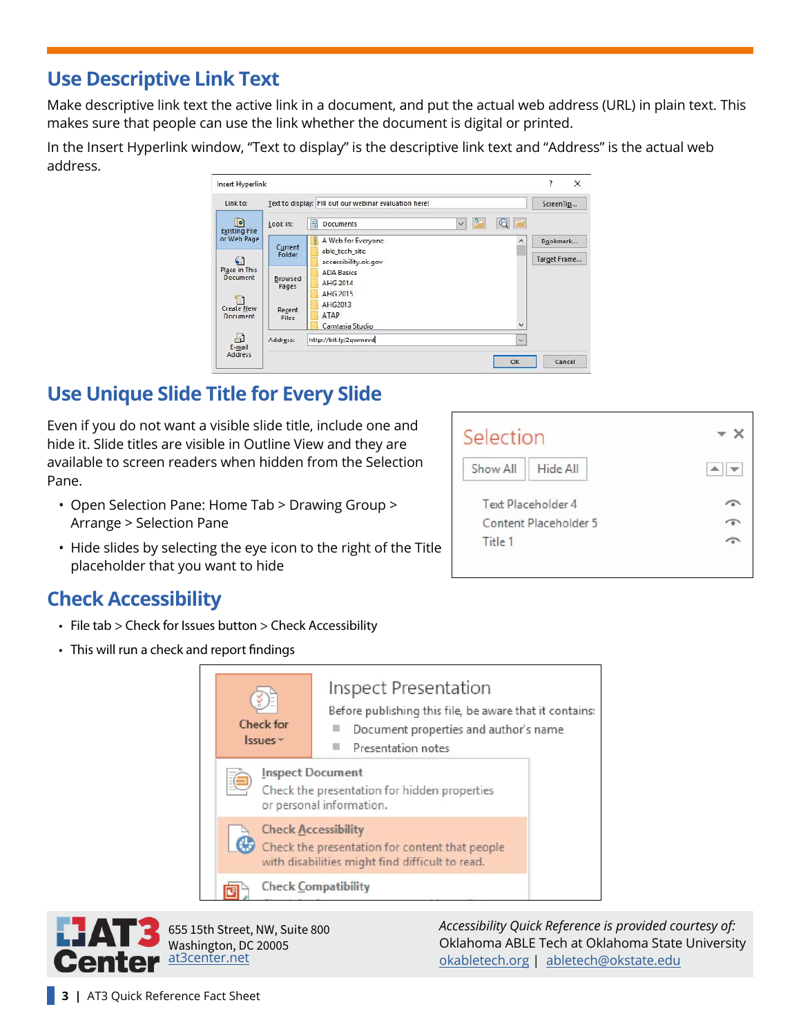## Use Descriptive Link Text

Make descriptive link text the active link in a document, and put the actual web address (URL) in plain text. This makes sure that people can use the link whether the document is digital or printed.

In the Insert Hyperlink window, “Text to display” is the descriptive link text and “Address” is the actual web address.

## Use Unique Slide Title for Every Slide

Even if you do not want a visible slide title, include one and hide it. Slide titles are visible in Outline View and they are available to screen readers when hidden from the Selection Pane.

- Open Selection Pane: Home Tab > Drawing Group > Arrange > Selection Pane
- Hide slides by selecting the eye icon to the right of the Title placeholder that you want to hide

## Check Accessibility

- File tab > Check for Issues button > Check Accessibility
- This will run a check and report findings

655 15th Street, NW, Suite 800
Washington, DC 20005
at3center.net

*Accessibility Quick Reference is provided courtesy of:*
Oklahoma ABLE Tech at Oklahoma State University
okabletech.org | abletech@okstate.edu